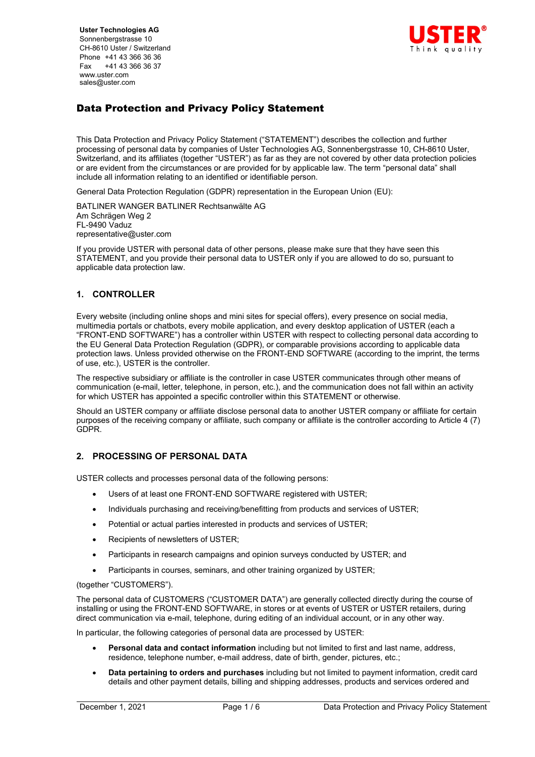**Uster Technologies AG**
Sonnenbergstrasse 10
CH-8610 Uster / Switzerland
Phone +41 43 366 36 36
Fax +41 43 366 36 37
www.uster.com
sales@uster.com

USTER®
Think quality

# Data Protection and Privacy Policy Statement

This Data Protection and Privacy Policy Statement ("STATEMENT") describes the collection and further processing of personal data by companies of Uster Technologies AG, Sonnenbergstrasse 10, CH-8610 Uster, Switzerland, and its affiliates (together "USTER") as far as they are not covered by other data protection policies or are evident from the circumstances or are provided for by applicable law. The term "personal data" shall include all information relating to an identified or identifiable person.

General Data Protection Regulation (GDPR) representation in the European Union (EU):

BATLINER WANGER BATLINER Rechtsanwälte AG
Am Schrägen Weg 2
FL-9490 Vaduz
representative@uster.com

If you provide USTER with personal data of other persons, please make sure that they have seen this STATEMENT, and you provide their personal data to USTER only if you are allowed to do so, pursuant to applicable data protection law.

## 1. CONTROLLER

Every website (including online shops and mini sites for special offers), every presence on social media, multimedia portals or chatbots, every mobile application, and every desktop application of USTER (each a "FRONT-END SOFTWARE") has a controller within USTER with respect to collecting personal data according to the EU General Data Protection Regulation (GDPR), or comparable provisions according to applicable data protection laws. Unless provided otherwise on the FRONT-END SOFTWARE (according to the imprint, the terms of use, etc.), USTER is the controller.

The respective subsidiary or affiliate is the controller in case USTER communicates through other means of communication (e-mail, letter, telephone, in person, etc.), and the communication does not fall within an activity for which USTER has appointed a specific controller within this STATEMENT or otherwise.

Should an USTER company or affiliate disclose personal data to another USTER company or affiliate for certain purposes of the receiving company or affiliate, such company or affiliate is the controller according to Article 4 (7) GDPR.

## 2. PROCESSING OF PERSONAL DATA

USTER collects and processes personal data of the following persons:

- Users of at least one FRONT-END SOFTWARE registered with USTER;
- Individuals purchasing and receiving/benefitting from products and services of USTER;
- Potential or actual parties interested in products and services of USTER;
- Recipients of newsletters of USTER;
- Participants in research campaigns and opinion surveys conducted by USTER; and
- Participants in courses, seminars, and other training organized by USTER;

(together "CUSTOMERS").

The personal data of CUSTOMERS ("CUSTOMER DATA") are generally collected directly during the course of installing or using the FRONT-END SOFTWARE, in stores or at events of USTER or USTER retailers, during direct communication via e-mail, telephone, during editing of an individual account, or in any other way.

In particular, the following categories of personal data are processed by USTER:

- **Personal data and contact information** including but not limited to first and last name, address, residence, telephone number, e-mail address, date of birth, gender, pictures, etc.;
- **Data pertaining to orders and purchases** including but not limited to payment information, credit card details and other payment details, billing and shipping addresses, products and services ordered and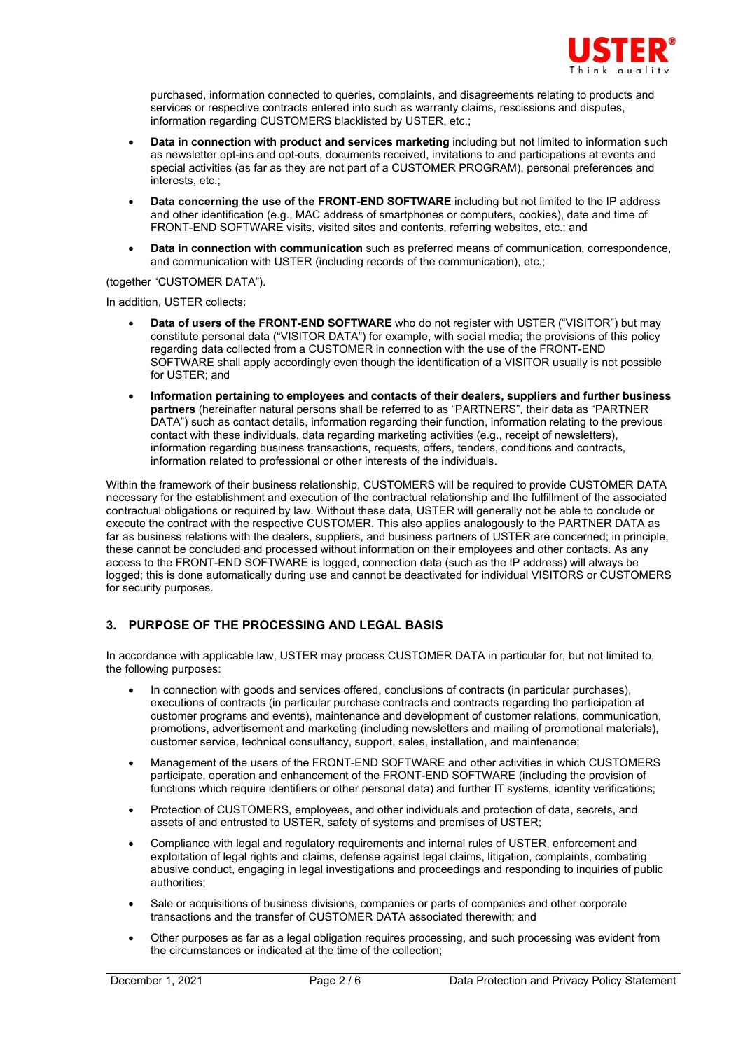purchased, information connected to queries, complaints, and disagreements relating to products and services or respective contracts entered into such as warranty claims, rescissions and disputes, information regarding CUSTOMERS blacklisted by USTER, etc.;

- **Data in connection with product and services marketing** including but not limited to information such as newsletter opt-ins and opt-outs, documents received, invitations to and participations at events and special activities (as far as they are not part of a CUSTOMER PROGRAM), personal preferences and interests, etc.;
- **Data concerning the use of the FRONT-END SOFTWARE** including but not limited to the IP address and other identification (e.g., MAC address of smartphones or computers, cookies), date and time of FRONT-END SOFTWARE visits, visited sites and contents, referring websites, etc.; and
- **Data in connection with communication** such as preferred means of communication, correspondence, and communication with USTER (including records of the communication), etc.;

(together "CUSTOMER DATA").

In addition, USTER collects:

- **Data of users of the FRONT-END SOFTWARE** who do not register with USTER ("VISITOR") but may constitute personal data ("VISITOR DATA") for example, with social media; the provisions of this policy regarding data collected from a CUSTOMER in connection with the use of the FRONT-END SOFTWARE shall apply accordingly even though the identification of a VISITOR usually is not possible for USTER; and
- **Information pertaining to employees and contacts of their dealers, suppliers and further business partners** (hereinafter natural persons shall be referred to as "PARTNERS", their data as "PARTNER DATA") such as contact details, information regarding their function, information relating to the previous contact with these individuals, data regarding marketing activities (e.g., receipt of newsletters), information regarding business transactions, requests, offers, tenders, conditions and contracts, information related to professional or other interests of the individuals.

Within the framework of their business relationship, CUSTOMERS will be required to provide CUSTOMER DATA necessary for the establishment and execution of the contractual relationship and the fulfillment of the associated contractual obligations or required by law. Without these data, USTER will generally not be able to conclude or execute the contract with the respective CUSTOMER. This also applies analogously to the PARTNER DATA as far as business relations with the dealers, suppliers, and business partners of USTER are concerned; in principle, these cannot be concluded and processed without information on their employees and other contacts. As any access to the FRONT-END SOFTWARE is logged, connection data (such as the IP address) will always be logged; this is done automatically during use and cannot be deactivated for individual VISITORS or CUSTOMERS for security purposes.

## 3. PURPOSE OF THE PROCESSING AND LEGAL BASIS

In accordance with applicable law, USTER may process CUSTOMER DATA in particular for, but not limited to, the following purposes:

- In connection with goods and services offered, conclusions of contracts (in particular purchases), executions of contracts (in particular purchase contracts and contracts regarding the participation at customer programs and events), maintenance and development of customer relations, communication, promotions, advertisement and marketing (including newsletters and mailing of promotional materials), customer service, technical consultancy, support, sales, installation, and maintenance;
- Management of the users of the FRONT-END SOFTWARE and other activities in which CUSTOMERS participate, operation and enhancement of the FRONT-END SOFTWARE (including the provision of functions which require identifiers or other personal data) and further IT systems, identity verifications;
- Protection of CUSTOMERS, employees, and other individuals and protection of data, secrets, and assets of and entrusted to USTER, safety of systems and premises of USTER;
- Compliance with legal and regulatory requirements and internal rules of USTER, enforcement and exploitation of legal rights and claims, defense against legal claims, litigation, complaints, combating abusive conduct, engaging in legal investigations and proceedings and responding to inquiries of public authorities;
- Sale or acquisitions of business divisions, companies or parts of companies and other corporate transactions and the transfer of CUSTOMER DATA associated therewith; and
- Other purposes as far as a legal obligation requires processing, and such processing was evident from the circumstances or indicated at the time of the collection;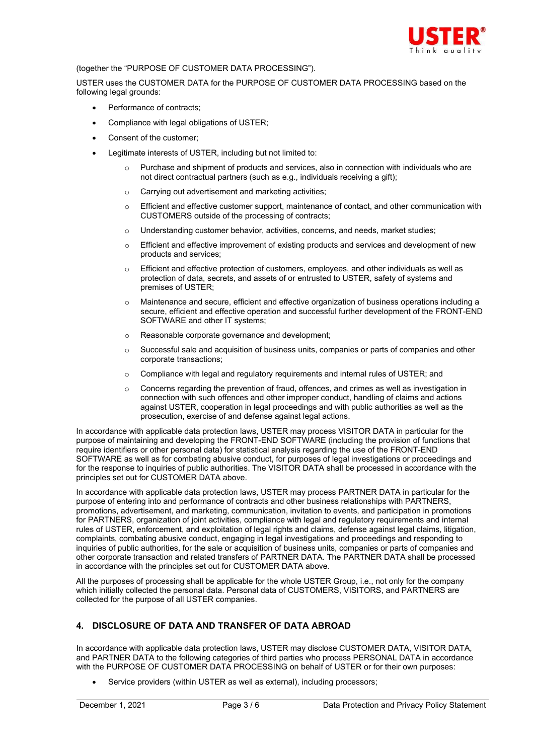(together the "PURPOSE OF CUSTOMER DATA PROCESSING").

USTER uses the CUSTOMER DATA for the PURPOSE OF CUSTOMER DATA PROCESSING based on the following legal grounds:

- Performance of contracts;
- Compliance with legal obligations of USTER;
- Consent of the customer;
- Legitimate interests of USTER, including but not limited to:
    - Purchase and shipment of products and services, also in connection with individuals who are not direct contractual partners (such as e.g., individuals receiving a gift);
    - Carrying out advertisement and marketing activities;
    - Efficient and effective customer support, maintenance of contact, and other communication with CUSTOMERS outside of the processing of contracts;
    - Understanding customer behavior, activities, concerns, and needs, market studies;
    - Efficient and effective improvement of existing products and services and development of new products and services;
    - Efficient and effective protection of customers, employees, and other individuals as well as protection of data, secrets, and assets of or entrusted to USTER, safety of systems and premises of USTER;
    - Maintenance and secure, efficient and effective organization of business operations including a secure, efficient and effective operation and successful further development of the FRONT-END SOFTWARE and other IT systems;
    - Reasonable corporate governance and development;
    - Successful sale and acquisition of business units, companies or parts of companies and other corporate transactions;
    - Compliance with legal and regulatory requirements and internal rules of USTER; and
    - Concerns regarding the prevention of fraud, offences, and crimes as well as investigation in connection with such offences and other improper conduct, handling of claims and actions against USTER, cooperation in legal proceedings and with public authorities as well as the prosecution, exercise of and defense against legal actions.

In accordance with applicable data protection laws, USTER may process VISITOR DATA in particular for the purpose of maintaining and developing the FRONT-END SOFTWARE (including the provision of functions that require identifiers or other personal data) for statistical analysis regarding the use of the FRONT-END SOFTWARE as well as for combating abusive conduct, for purposes of legal investigations or proceedings and for the response to inquiries of public authorities. The VISITOR DATA shall be processed in accordance with the principles set out for CUSTOMER DATA above.

In accordance with applicable data protection laws, USTER may process PARTNER DATA in particular for the purpose of entering into and performance of contracts and other business relationships with PARTNERS, promotions, advertisement, and marketing, communication, invitation to events, and participation in promotions for PARTNERS, organization of joint activities, compliance with legal and regulatory requirements and internal rules of USTER, enforcement, and exploitation of legal rights and claims, defense against legal claims, litigation, complaints, combating abusive conduct, engaging in legal investigations and proceedings and responding to inquiries of public authorities, for the sale or acquisition of business units, companies or parts of companies and other corporate transaction and related transfers of PARTNER DATA. The PARTNER DATA shall be processed in accordance with the principles set out for CUSTOMER DATA above.

All the purposes of processing shall be applicable for the whole USTER Group, i.e., not only for the company which initially collected the personal data. Personal data of CUSTOMERS, VISITORS, and PARTNERS are collected for the purpose of all USTER companies.

## 4. DISCLOSURE OF DATA AND TRANSFER OF DATA ABROAD

In accordance with applicable data protection laws, USTER may disclose CUSTOMER DATA, VISITOR DATA, and PARTNER DATA to the following categories of third parties who process PERSONAL DATA in accordance with the PURPOSE OF CUSTOMER DATA PROCESSING on behalf of USTER or for their own purposes:

- Service providers (within USTER as well as external), including processors;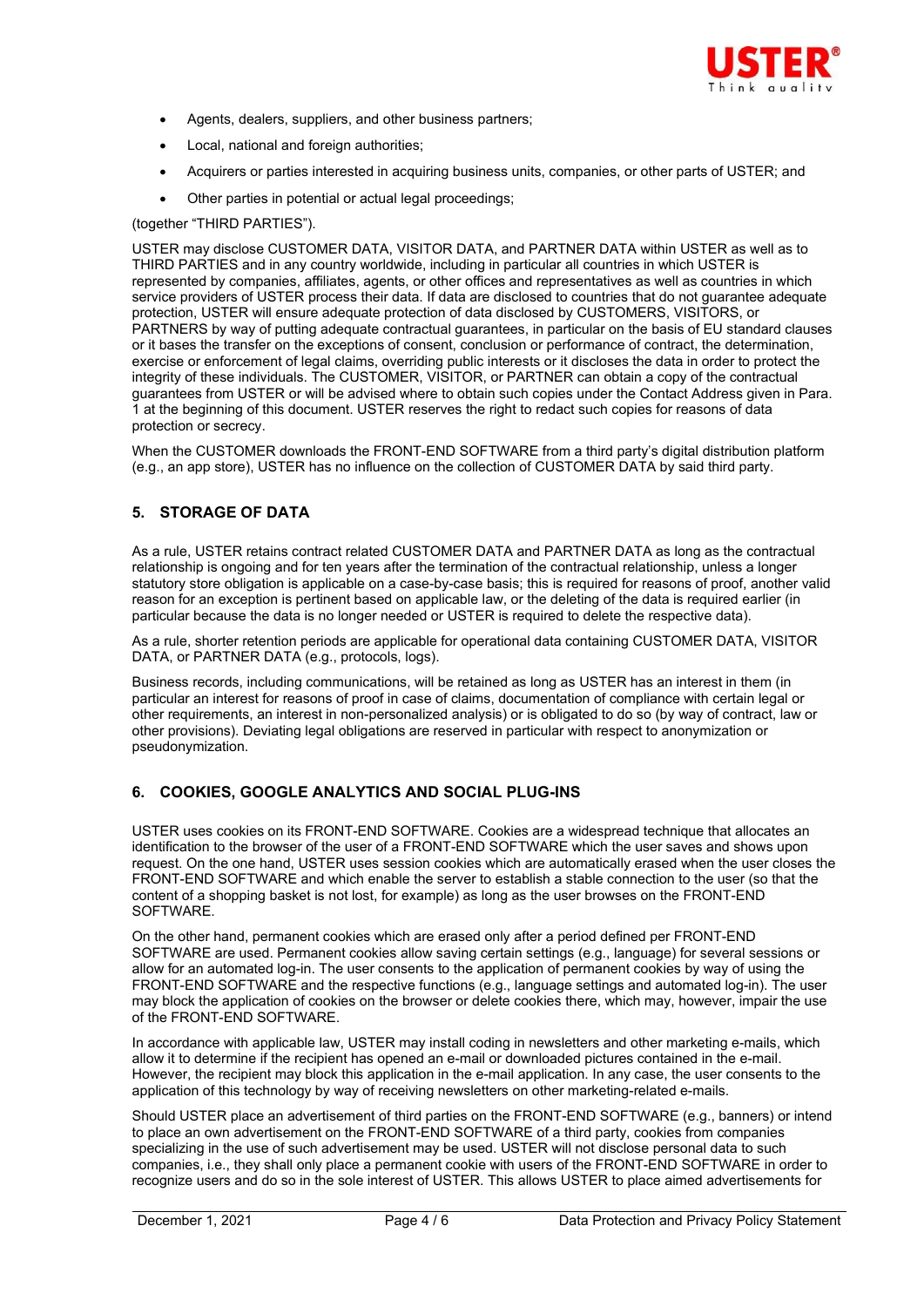- Agents, dealers, suppliers, and other business partners;
- Local, national and foreign authorities;
- Acquirers or parties interested in acquiring business units, companies, or other parts of USTER; and
- Other parties in potential or actual legal proceedings;

(together "THIRD PARTIES").

USTER may disclose CUSTOMER DATA, VISITOR DATA, and PARTNER DATA within USTER as well as to THIRD PARTIES and in any country worldwide, including in particular all countries in which USTER is represented by companies, affiliates, agents, or other offices and representatives as well as countries in which service providers of USTER process their data. If data are disclosed to countries that do not guarantee adequate protection, USTER will ensure adequate protection of data disclosed by CUSTOMERS, VISITORS, or PARTNERS by way of putting adequate contractual guarantees, in particular on the basis of EU standard clauses or it bases the transfer on the exceptions of consent, conclusion or performance of contract, the determination, exercise or enforcement of legal claims, overriding public interests or it discloses the data in order to protect the integrity of these individuals. The CUSTOMER, VISITOR, or PARTNER can obtain a copy of the contractual guarantees from USTER or will be advised where to obtain such copies under the Contact Address given in Para. 1 at the beginning of this document. USTER reserves the right to redact such copies for reasons of data protection or secrecy.

When the CUSTOMER downloads the FRONT-END SOFTWARE from a third party's digital distribution platform (e.g., an app store), USTER has no influence on the collection of CUSTOMER DATA by said third party.

## 5. STORAGE OF DATA

As a rule, USTER retains contract related CUSTOMER DATA and PARTNER DATA as long as the contractual relationship is ongoing and for ten years after the termination of the contractual relationship, unless a longer statutory store obligation is applicable on a case-by-case basis; this is required for reasons of proof, another valid reason for an exception is pertinent based on applicable law, or the deleting of the data is required earlier (in particular because the data is no longer needed or USTER is required to delete the respective data).

As a rule, shorter retention periods are applicable for operational data containing CUSTOMER DATA, VISITOR DATA, or PARTNER DATA (e.g., protocols, logs).

Business records, including communications, will be retained as long as USTER has an interest in them (in particular an interest for reasons of proof in case of claims, documentation of compliance with certain legal or other requirements, an interest in non-personalized analysis) or is obligated to do so (by way of contract, law or other provisions). Deviating legal obligations are reserved in particular with respect to anonymization or pseudonymization.

## 6. COOKIES, GOOGLE ANALYTICS AND SOCIAL PLUG-INS

USTER uses cookies on its FRONT-END SOFTWARE. Cookies are a widespread technique that allocates an identification to the browser of the user of a FRONT-END SOFTWARE which the user saves and shows upon request. On the one hand, USTER uses session cookies which are automatically erased when the user closes the FRONT-END SOFTWARE and which enable the server to establish a stable connection to the user (so that the content of a shopping basket is not lost, for example) as long as the user browses on the FRONT-END SOFTWARE.

On the other hand, permanent cookies which are erased only after a period defined per FRONT-END SOFTWARE are used. Permanent cookies allow saving certain settings (e.g., language) for several sessions or allow for an automated log-in. The user consents to the application of permanent cookies by way of using the FRONT-END SOFTWARE and the respective functions (e.g., language settings and automated log-in). The user may block the application of cookies on the browser or delete cookies there, which may, however, impair the use of the FRONT-END SOFTWARE.

In accordance with applicable law, USTER may install coding in newsletters and other marketing e-mails, which allow it to determine if the recipient has opened an e-mail or downloaded pictures contained in the e-mail. However, the recipient may block this application in the e-mail application. In any case, the user consents to the application of this technology by way of receiving newsletters on other marketing-related e-mails.

Should USTER place an advertisement of third parties on the FRONT-END SOFTWARE (e.g., banners) or intend to place an own advertisement on the FRONT-END SOFTWARE of a third party, cookies from companies specializing in the use of such advertisement may be used. USTER will not disclose personal data to such companies, i.e., they shall only place a permanent cookie with users of the FRONT-END SOFTWARE in order to recognize users and do so in the sole interest of USTER. This allows USTER to place aimed advertisements for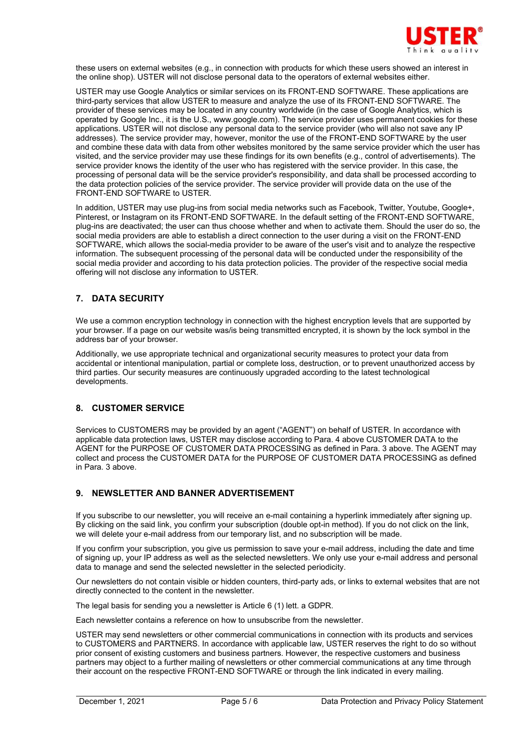these users on external websites (e.g., in connection with products for which these users showed an interest in the online shop). USTER will not disclose personal data to the operators of external websites either.

USTER may use Google Analytics or similar services on its FRONT-END SOFTWARE. These applications are third-party services that allow USTER to measure and analyze the use of its FRONT-END SOFTWARE. The provider of these services may be located in any country worldwide (in the case of Google Analytics, which is operated by Google Inc., it is the U.S., www.google.com). The service provider uses permanent cookies for these applications. USTER will not disclose any personal data to the service provider (who will also not save any IP addresses). The service provider may, however, monitor the use of the FRONT-END SOFTWARE by the user and combine these data with data from other websites monitored by the same service provider which the user has visited, and the service provider may use these findings for its own benefits (e.g., control of advertisements). The service provider knows the identity of the user who has registered with the service provider. In this case, the processing of personal data will be the service provider's responsibility, and data shall be processed according to the data protection policies of the service provider. The service provider will provide data on the use of the FRONT-END SOFTWARE to USTER.

In addition, USTER may use plug-ins from social media networks such as Facebook, Twitter, Youtube, Google+, Pinterest, or Instagram on its FRONT-END SOFTWARE. In the default setting of the FRONT-END SOFTWARE, plug-ins are deactivated; the user can thus choose whether and when to activate them. Should the user do so, the social media providers are able to establish a direct connection to the user during a visit on the FRONT-END SOFTWARE, which allows the social-media provider to be aware of the user's visit and to analyze the respective information. The subsequent processing of the personal data will be conducted under the responsibility of the social media provider and according to his data protection policies. The provider of the respective social media offering will not disclose any information to USTER.

## 7. DATA SECURITY

We use a common encryption technology in connection with the highest encryption levels that are supported by your browser. If a page on our website was/is being transmitted encrypted, it is shown by the lock symbol in the address bar of your browser.

Additionally, we use appropriate technical and organizational security measures to protect your data from accidental or intentional manipulation, partial or complete loss, destruction, or to prevent unauthorized access by third parties. Our security measures are continuously upgraded according to the latest technological developments.

## 8. CUSTOMER SERVICE

Services to CUSTOMERS may be provided by an agent ("AGENT") on behalf of USTER. In accordance with applicable data protection laws, USTER may disclose according to Para. 4 above CUSTOMER DATA to the AGENT for the PURPOSE OF CUSTOMER DATA PROCESSING as defined in Para. 3 above. The AGENT may collect and process the CUSTOMER DATA for the PURPOSE OF CUSTOMER DATA PROCESSING as defined in Para. 3 above.

## 9. NEWSLETTER AND BANNER ADVERTISEMENT

If you subscribe to our newsletter, you will receive an e-mail containing a hyperlink immediately after signing up. By clicking on the said link, you confirm your subscription (double opt-in method). If you do not click on the link, we will delete your e-mail address from our temporary list, and no subscription will be made.

If you confirm your subscription, you give us permission to save your e-mail address, including the date and time of signing up, your IP address as well as the selected newsletters. We only use your e-mail address and personal data to manage and send the selected newsletter in the selected periodicity.

Our newsletters do not contain visible or hidden counters, third-party ads, or links to external websites that are not directly connected to the content in the newsletter.

The legal basis for sending you a newsletter is Article 6 (1) lett. a GDPR.

Each newsletter contains a reference on how to unsubscribe from the newsletter.

USTER may send newsletters or other commercial communications in connection with its products and services to CUSTOMERS and PARTNERS. In accordance with applicable law, USTER reserves the right to do so without prior consent of existing customers and business partners. However, the respective customers and business partners may object to a further mailing of newsletters or other commercial communications at any time through their account on the respective FRONT-END SOFTWARE or through the link indicated in every mailing.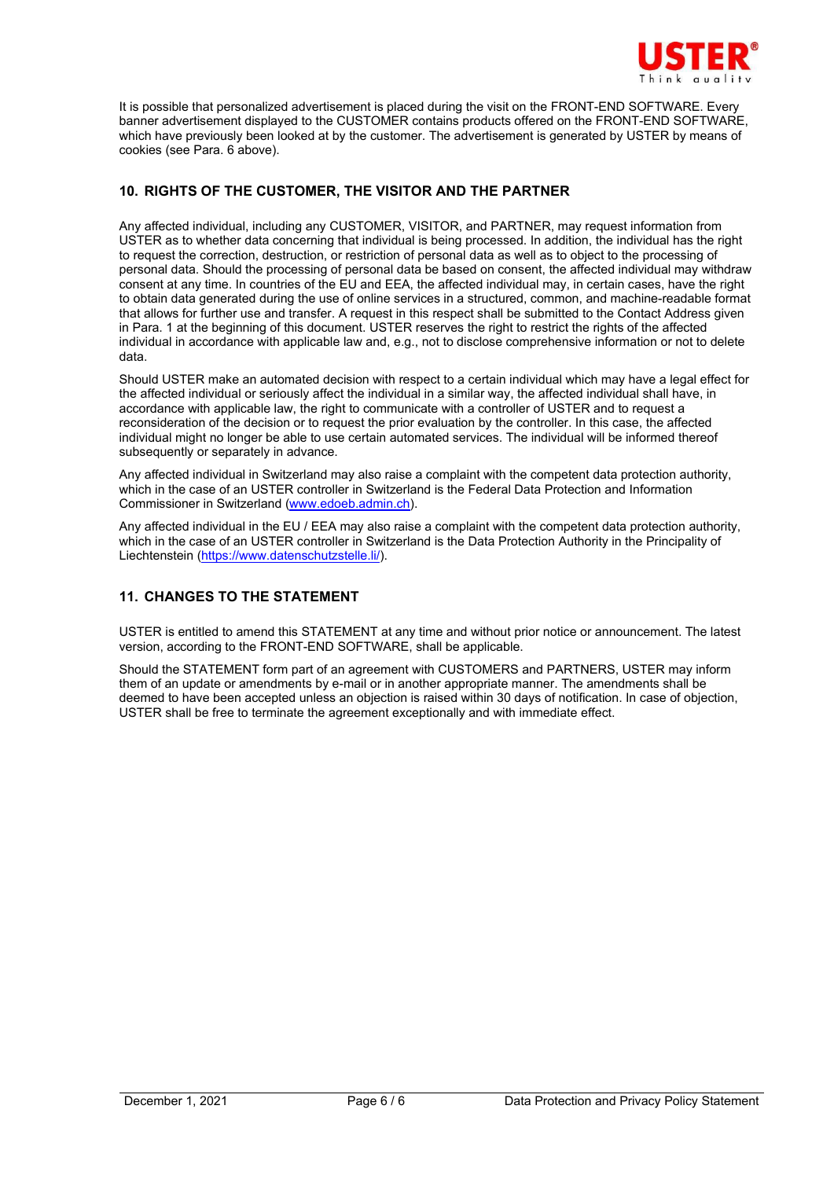It is possible that personalized advertisement is placed during the visit on the FRONT-END SOFTWARE. Every banner advertisement displayed to the CUSTOMER contains products offered on the FRONT-END SOFTWARE, which have previously been looked at by the customer. The advertisement is generated by USTER by means of cookies (see Para. 6 above).

## 10. RIGHTS OF THE CUSTOMER, THE VISITOR AND THE PARTNER

Any affected individual, including any CUSTOMER, VISITOR, and PARTNER, may request information from USTER as to whether data concerning that individual is being processed. In addition, the individual has the right to request the correction, destruction, or restriction of personal data as well as to object to the processing of personal data. Should the processing of personal data be based on consent, the affected individual may withdraw consent at any time. In countries of the EU and EEA, the affected individual may, in certain cases, have the right to obtain data generated during the use of online services in a structured, common, and machine-readable format that allows for further use and transfer. A request in this respect shall be submitted to the Contact Address given in Para. 1 at the beginning of this document. USTER reserves the right to restrict the rights of the affected individual in accordance with applicable law and, e.g., not to disclose comprehensive information or not to delete data.

Should USTER make an automated decision with respect to a certain individual which may have a legal effect for the affected individual or seriously affect the individual in a similar way, the affected individual shall have, in accordance with applicable law, the right to communicate with a controller of USTER and to request a reconsideration of the decision or to request the prior evaluation by the controller. In this case, the affected individual might no longer be able to use certain automated services. The individual will be informed thereof subsequently or separately in advance.

Any affected individual in Switzerland may also raise a complaint with the competent data protection authority, which in the case of an USTER controller in Switzerland is the Federal Data Protection and Information Commissioner in Switzerland (www.edoeb.admin.ch).

Any affected individual in the EU / EEA may also raise a complaint with the competent data protection authority, which in the case of an USTER controller in Switzerland is the Data Protection Authority in the Principality of Liechtenstein (https://www.datenschutzstelle.li/).

## 11. CHANGES TO THE STATEMENT

USTER is entitled to amend this STATEMENT at any time and without prior notice or announcement. The latest version, according to the FRONT-END SOFTWARE, shall be applicable.

Should the STATEMENT form part of an agreement with CUSTOMERS and PARTNERS, USTER may inform them of an update or amendments by e-mail or in another appropriate manner. The amendments shall be deemed to have been accepted unless an objection is raised within 30 days of notification. In case of objection, USTER shall be free to terminate the agreement exceptionally and with immediate effect.